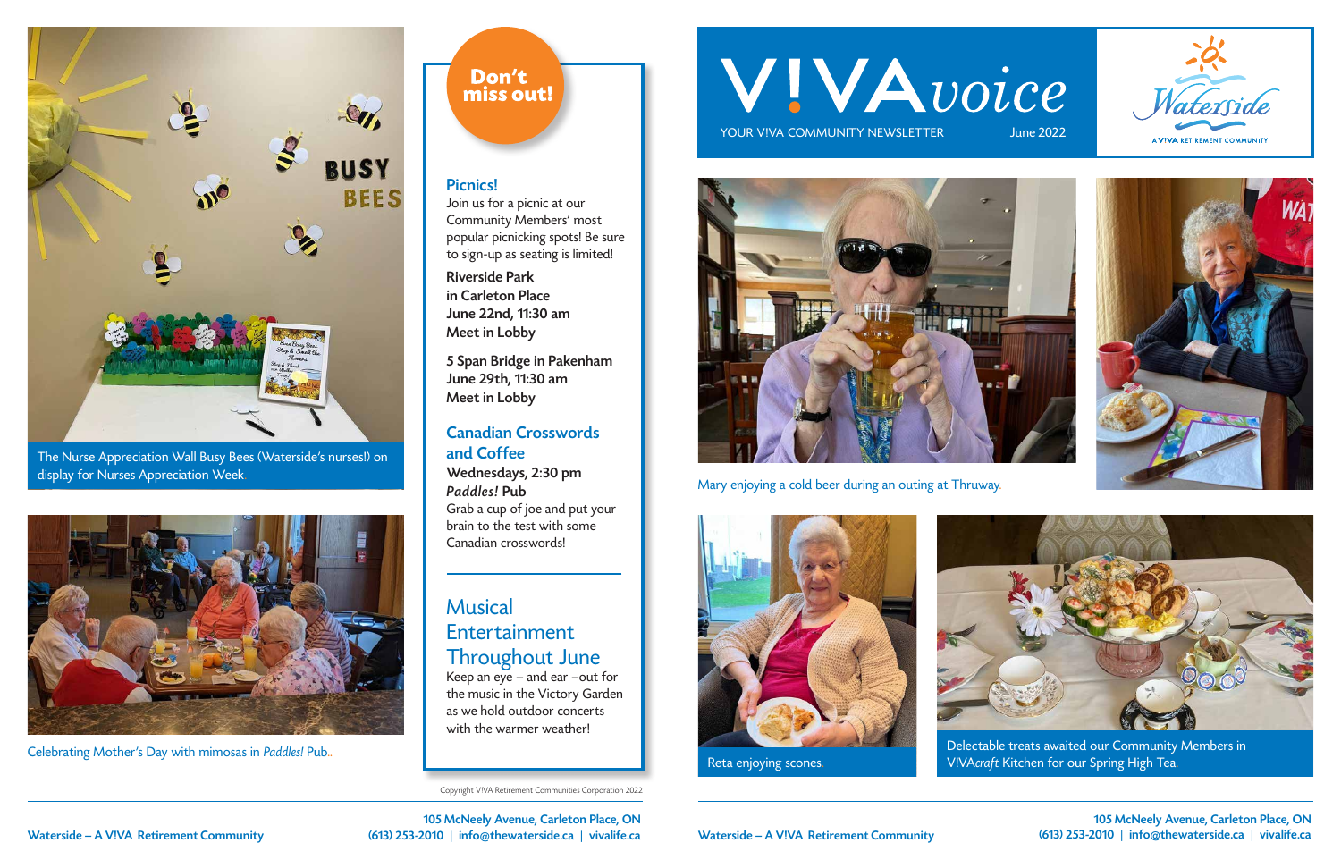# V!VA*voice*

YOUR V!VA COMMUNITY NEWSLETTER — June 2022

Waterside — A V!VA RETIREMENT COMMUNITY

Mary enjoying a cold beer during an outing at Thruway.

Reta enjoying scones.

Delectable treats awaited our Community Members in V!VA*craft* Kitchen for our Spring High Tea.

The Nurse Appreciation Wall Busy Bees (Waterside's nurses!) on display for Nurses Appreciation Week.

Celebrating Mother's Day with mimosas in *Paddles!* Pub..

## Don't miss out!

### Picnics!

Join us for a picnic at our Community Members' most popular picnicking spots! Be sure to sign-up as seating is limited!

**Riverside Park in Carleton Place**
**June 22nd, 11:30 am**
**Meet in Lobby**

**5 Span Bridge in Pakenham**
**June 29th, 11:30 am**
**Meet in Lobby**

### Canadian Crosswords and Coffee

**Wednesdays, 2:30 pm**
***Paddles!* Pub**

Grab a cup of joe and put your brain to the test with some Canadian crosswords!

### Musical Entertainment Throughout June

Keep an eye – and ear –out for the music in the Victory Garden as we hold outdoor concerts with the warmer weather!

Copyright V!VA Retirement Communities Corporation 2022

Waterside – A V!VA Retirement Community

105 McNeely Avenue, Carleton Place, ON
(613) 253-2010 | info@thewaterside.ca | vivalife.ca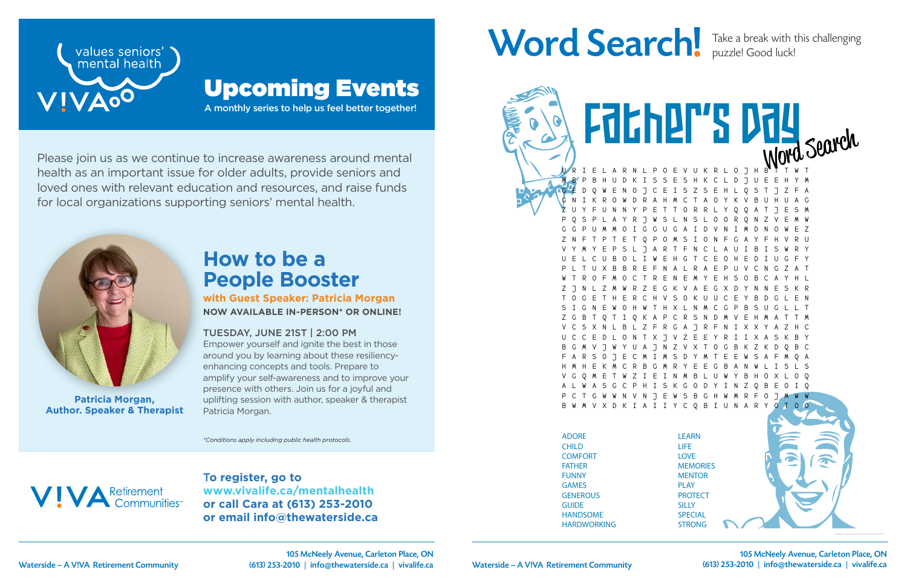values seniors' mental health

VIVA

# Upcoming Events

A monthly series to help us feel better together!

Please join us as we continue to increase awareness around mental health as an important issue for older adults, provide seniors and loved ones with relevant education and resources, and raise funds for local organizations supporting seniors' mental health.

**Patricia Morgan, Author. Speaker & Therapist**

## How to be a People Booster

**with Guest Speaker: Patricia Morgan**

**NOW AVAILABLE IN-PERSON\* OR ONLINE!**

TUESDAY, JUNE 21ST | 2:00 PM

Empower yourself and ignite the best in those around you by learning about these resiliency-enhancing concepts and tools. Prepare to amplify your self-awareness and to improve your presence with others. Join us for a joyful and uplifting session with author, speaker & therapist Patricia Morgan.

*\*Conditions apply including public health protocols.*

VIVA Retirement Communities

**To register, go to www.vivalife.ca/mentalhealth or call Cara at (613) 253-2010 or email info@thewaterside.ca**

# Word Search!

Take a break with this challenging puzzle! Good luck!

## Father's Day Word Search

```
U R I E L A R N L P O E V U K R L O J H B T T W T
M B P B H U D K I S S E S H K C L D J U E E H Y M
G E D Q W E N O J C E I S Z S E H L Q S T J Z F A
G N I K R O W D R A H M C T A O Y K V B U H U A G
Z U Y F U N N Y P E T T O R R L Y Q Q A T J E S M
P Q S P L A Y R J W S L N S L O O R Q N Z V E M W
G G P U M M O I G G U G A I D V N I M D N O W E Z
Z N F T P T E T Q P O M S I O N F G A Y F H V R U
V Y M Y E P S L J A R T F N C L A U I B I S W R Y
U E L C U B O L I W E H G T C E O H E D I U G F Y
P L T U X B B R E F N A L R A E P U V C N G Z A T
W T R O F M O C T R E N E M Y E H S O B C A Y H L
Z J N L Z M W R Z E G K V A E G X D Y N N E S K R
T O G E T H E R C H V S O K U U C E Y B D G L E N
S I G N E W O H W T H X L N M C G P B S U G L L T
Z G B T Q T I Q K A P C R S N D M V E H M A T T M
V C S X N L B L Z F R G A J R F N I X X Y A Z H C
U C C E D L O N T X J V Z E E Y R I I X A S K B Y
B G M V J W Y U A J N Z V X T O G B K Z K D Q B C
F A R S O J E C M I M S D Y M T E E W S A F M Q A
H M H E K M C R B G M R Y E E G B A N W L I S L S
V G Q M E T W Z I E I N M B L U W Y B H O X L O Q
A L W A S G C P H I S K G O D Y I N Z Q B E O I Q
P C T G W W N V N J E W S B G H W M R F O J M W W
B W M V X D K I A I I Y C Q B I U N A R Y O T O O
```

- ADORE
- CHILD
- COMFORT
- FATHER
- FUNNY
- GAMES
- GENEROUS
- GUIDE
- HANDSOME
- HARDWORKING
- LEARN
- LIFE
- LOVE
- MEMORIES
- MENTOR
- PLAY
- PROTECT
- SILLY
- SPECIAL
- STRONG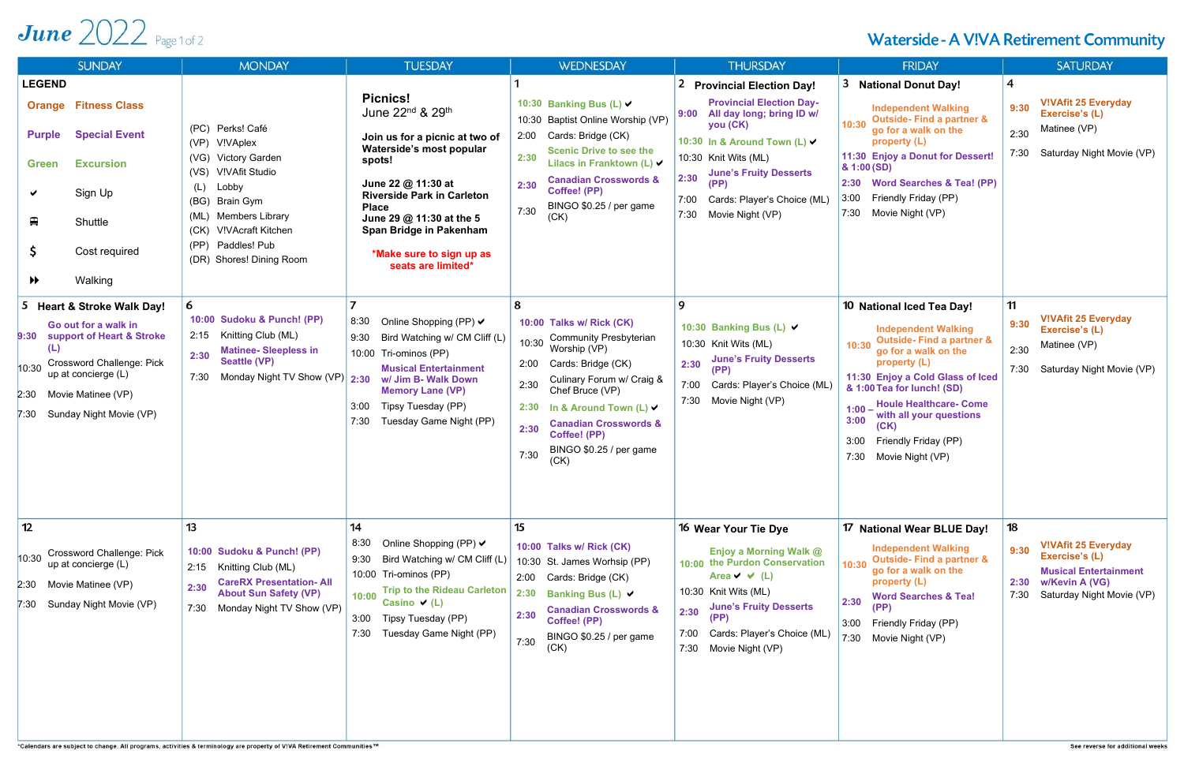# June 2022 Page 1 of 2

## Waterside - A V!VA Retirement Community

| SUNDAY | MONDAY | TUESDAY | WEDNESDAY | THURSDAY | FRIDAY | SATURDAY |
|---|---|---|---|---|---|---|
| **LEGEND**<br>Orange — Fitness Class<br>Purple — Special Event<br>Green — Excursion<br>✔ — Sign Up<br>🚌 — Shuttle<br>$ — Cost required<br>⏩ — Walking | (PC) Perks! Café<br>(VP) V!VAplex<br>(VG) Victory Garden<br>(VS) V!VAfit Studio<br>(L) Lobby<br>(BG) Brain Gym<br>(ML) Members Library<br>(CK) V!VAcraft Kitchen<br>(PP) Paddles! Pub<br>(DR) Shores! Dining Room | **Picnics!**<br>June 22[nd] & 29[th]<br>**Join us for a picnic at two of Waterside's most popular spots!**<br>**June 22 @ 11:30 at Riverside Park in Carleton Place**<br>**June 29 @ 11:30 at the 5 Span Bridge in Pakenham**<br>***Make sure to sign up as seats are limited*** | **1**<br>10:30 Banking Bus (L) ✔<br>10:30 Baptist Online Worship (VP)<br>2:00 Cards: Bridge (CK)<br>2:30 Scenic Drive to see the Lilacs in Franktown (L) ✔<br>2:30 Canadian Crosswords & Coffee! (PP)<br>7:30 BINGO $0.25 / per game (CK) | **2 Provincial Election Day!**<br>9:00 Provincial Election Day- All day long; bring ID w/ you (CK)<br>10:30 In & Around Town (L) ✔<br>10:30 Knit Wits (ML)<br>2:30 June's Fruity Desserts (PP)<br>7:00 Cards: Player's Choice (ML)<br>7:30 Movie Night (VP) | **3 National Donut Day!**<br>10:30 Independent Walking Outside- Find a partner & go for a walk on the property (L)<br>11:30 & 1:00 Enjoy a Donut for Dessert! (SD)<br>2:30 Word Searches & Tea! (PP)<br>3:00 Friendly Friday (PP)<br>7:30 Movie Night (VP) | **4**<br>9:30 V!VAfit 25 Everyday Exercise's (L)<br>2:30 Matinee (VP)<br>7:30 Saturday Night Movie (VP) |
| **5 Heart & Stroke Walk Day!**<br>9:30 Go out for a walk in support of Heart & Stroke (L)<br>10:30 Crossword Challenge: Pick up at concierge (L)<br>2:30 Movie Matinee (VP)<br>7:30 Sunday Night Movie (VP) | **6**<br>10:00 Sudoku & Punch! (PP)<br>2:15 Knitting Club (ML)<br>2:30 Matinee- Sleepless in Seattle (VP)<br>7:30 Monday Night TV Show (VP) | **7**<br>8:30 Online Shopping (PP) ✔<br>9:30 Bird Watching w/ CM Cliff (L)<br>10:00 Tri-ominos (PP)<br>2:30 Musical Entertainment w/ Jim B- Walk Down Memory Lane (VP)<br>3:00 Tipsy Tuesday (PP)<br>7:30 Tuesday Game Night (PP) | **8**<br>10:00 Talks w/ Rick (CK)<br>10:30 Community Presbyterian Worship (VP)<br>2:00 Cards: Bridge (CK)<br>2:30 Culinary Forum w/ Craig & Chef Bruce (VP)<br>2:30 In & Around Town (L) ✔<br>2:30 Canadian Crosswords & Coffee! (PP)<br>7:30 BINGO $0.25 / per game (CK) | **9**<br>10:30 Banking Bus (L) ✔<br>10:30 Knit Wits (ML)<br>2:30 June's Fruity Desserts (PP)<br>7:00 Cards: Player's Choice (ML)<br>7:30 Movie Night (VP) | **10 National Iced Tea Day!**<br>10:30 Independent Walking Outside- Find a partner & go for a walk on the property (L)<br>11:30 & 1:00 Enjoy a Cold Glass of Iced Tea for lunch! (SD)<br>1:00 – 3:00 Houle Healthcare- Come with all your questions (CK)<br>3:00 Friendly Friday (PP)<br>7:30 Movie Night (VP) | **11**<br>9:30 V!VAfit 25 Everyday Exercise's (L)<br>2:30 Matinee (VP)<br>7:30 Saturday Night Movie (VP) |
| **12**<br>10:30 Crossword Challenge: Pick up at concierge (L)<br>2:30 Movie Matinee (VP)<br>7:30 Sunday Night Movie (VP) | **13**<br>10:00 Sudoku & Punch! (PP)<br>2:15 Knitting Club (ML)<br>2:30 CareRX Presentation- All About Sun Safety (VP)<br>7:30 Monday Night TV Show (VP) | **14**<br>8:30 Online Shopping (PP) ✔<br>9:30 Bird Watching w/ CM Cliff (L)<br>10:00 Tri-ominos (PP)<br>10:00 Trip to the Rideau Carleton Casino ✔ (L)<br>3:00 Tipsy Tuesday (PP)<br>7:30 Tuesday Game Night (PP) | **15**<br>10:00 Talks w/ Rick (CK)<br>10:30 St. James Worhsip (PP)<br>2:00 Cards: Bridge (CK)<br>2:30 Banking Bus (L) ✔<br>2:30 Canadian Crosswords & Coffee! (PP)<br>7:30 BINGO $0.25 / per game (CK) | **16 Wear Your Tie Dye**<br>10:00 Enjoy a Morning Walk @ the Purdon Conservation Area ✔ ✔ (L)<br>10:30 Knit Wits (ML)<br>2:30 June's Fruity Desserts (PP)<br>7:00 Cards: Player's Choice (ML)<br>7:30 Movie Night (VP) | **17 National Wear BLUE Day!**<br>10:30 Independent Walking Outside- Find a partner & go for a walk on the property (L)<br>2:30 Word Searches & Tea! (PP)<br>3:00 Friendly Friday (PP)<br>7:30 Movie Night (VP) | **18**<br>9:30 V!VAfit 25 Everyday Exercise's (L)<br>2:30 Musical Entertainment w/Kevin A (VG)<br>7:30 Saturday Night Movie (VP) |

*Calendars are subject to change. All programs, activities & terminology are property of V!VA Retirement Communities™

See reverse for additional weeks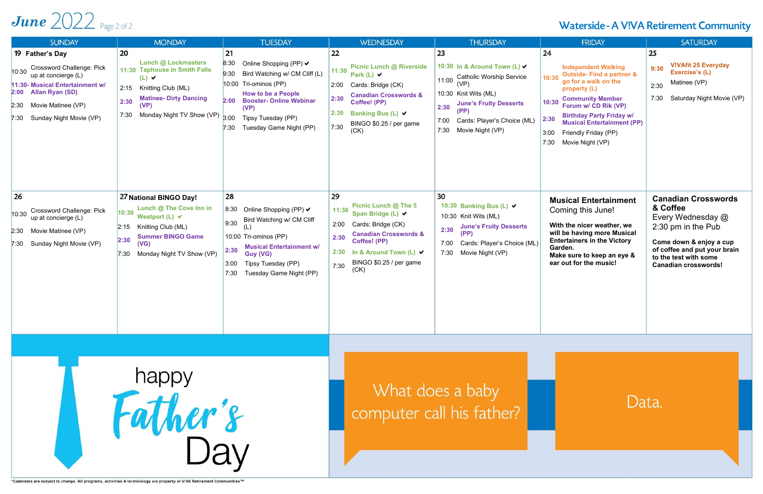# June 2022

## Waterside - A V!VA Retirement Community

| SUNDAY | MONDAY | TUESDAY | WEDNESDAY | THURSDAY | FRIDAY | SATURDAY |
|---|---|---|---|---|---|---|
| **19 Father's Day**<br>10:30 Crossword Challenge: Pick up at concierge (L)<br>**11:30-2:00 Musical Entertainment w/ Allan Ryan (SD)**<br>2:30 Movie Matinee (VP)<br>7:30 Sunday Night Movie (VP) | **20**<br>**11:30 Lunch @ Lockmasters Taphouse in Smith Falls (L) ✔**<br>2:15 Knitting Club (ML)<br>**2:30 Matinee- Dirty Dancing (VP)**<br>7:30 Monday Night TV Show (VP) | **21**<br>8:30 Online Shopping (PP) ✔<br>9:30 Bird Watching w/ CM Cliff (L)<br>10:00 Tri-ominos (PP)<br>**2:00 How to be a People Booster- Online Webinar (VP)**<br>3:00 Tipsy Tuesday (PP)<br>7:30 Tuesday Game Night (PP) | **22**<br>**11:30 Picnic Lunch @ Riverside Park (L) ✔**<br>2:00 Cards: Bridge (CK)<br>**2:30 Canadian Crosswords & Coffee! (PP)**<br>**2:30 Banking Bus (L) ✔**<br>7:30 BINGO $0.25 / per game (CK) | **23**<br>**10:30 In & Around Town (L) ✔**<br>11:00 Catholic Worship Service (VP)<br>10:30 Knit Wits (ML)<br>**2:30 June's Fruity Desserts (PP)**<br>7:00 Cards: Player's Choice (ML)<br>7:30 Movie Night (VP) | **24**<br>**10:30 Independent Walking Outside- Find a partner & go for a walk on the property (L)**<br>**10:30 Community Member Forum w/ CD Rik (VP)**<br>**2:30 Birthday Party Friday w/ Musical Entertainment (PP)**<br>3:00 Friendly Friday (PP)<br>7:30 Movie Night (VP) | **25**<br>**9:30 V!VAfit 25 Everyday Exercise's (L)**<br>2:30 Matinee (VP)<br>7:30 Saturday Night Movie (VP) |
| **26**<br>10:30 Crossword Challenge: Pick up at concierge (L)<br>2:30 Movie Matinee (VP)<br>7:30 Sunday Night Movie (VP) | **27 National BINGO Day!**<br>**10:30 Lunch @ The Cove Inn in Westport (L) ✔**<br>2:15 Knitting Club (ML)<br>**2:30 Summer BINGO Game (VG)**<br>7:30 Monday Night TV Show (VP) | **28**<br>8:30 Online Shopping (PP) ✔<br>9:30 Bird Watching w/ CM Cliff (L)<br>10:00 Tri-ominos (PP)<br>**2:30 Musical Entertainment w/ Guy (VG)**<br>3:00 Tipsy Tuesday (PP)<br>7:30 Tuesday Game Night (PP) | **29**<br>**11:30 Picnic Lunch @ The 5 Span Bridge (L) ✔**<br>2:00 Cards: Bridge (CK)<br>**2:30 Canadian Crosswords & Coffee! (PP)**<br>**2:30 In & Around Town (L) ✔**<br>7:30 BINGO $0.25 / per game (CK) | **30**<br>**10:30 Banking Bus (L) ✔**<br>10:30 Knit Wits (ML)<br>**2:30 June's Fruity Desserts (PP)**<br>7:00 Cards: Player's Choice (ML)<br>7:30 Movie Night (VP) | **Musical Entertainment** Coming this June!<br><br>**With the nicer weather, we will be having more Musical Entertainers in the Victory Garden. Make sure to keep an eye & ear out for the music!** | **Canadian Crosswords & Coffee**<br>Every Wednesday @ 2:30 pm in the Pub<br><br>**Come down & enjoy a cup of coffee and put your brain to the test with some Canadian crosswords!** |

happy Father's Day

What does a baby computer call his father?

Data.

*Calendars are subject to change. All programs, activities & terminology are property of V!VA Retirement Communities™